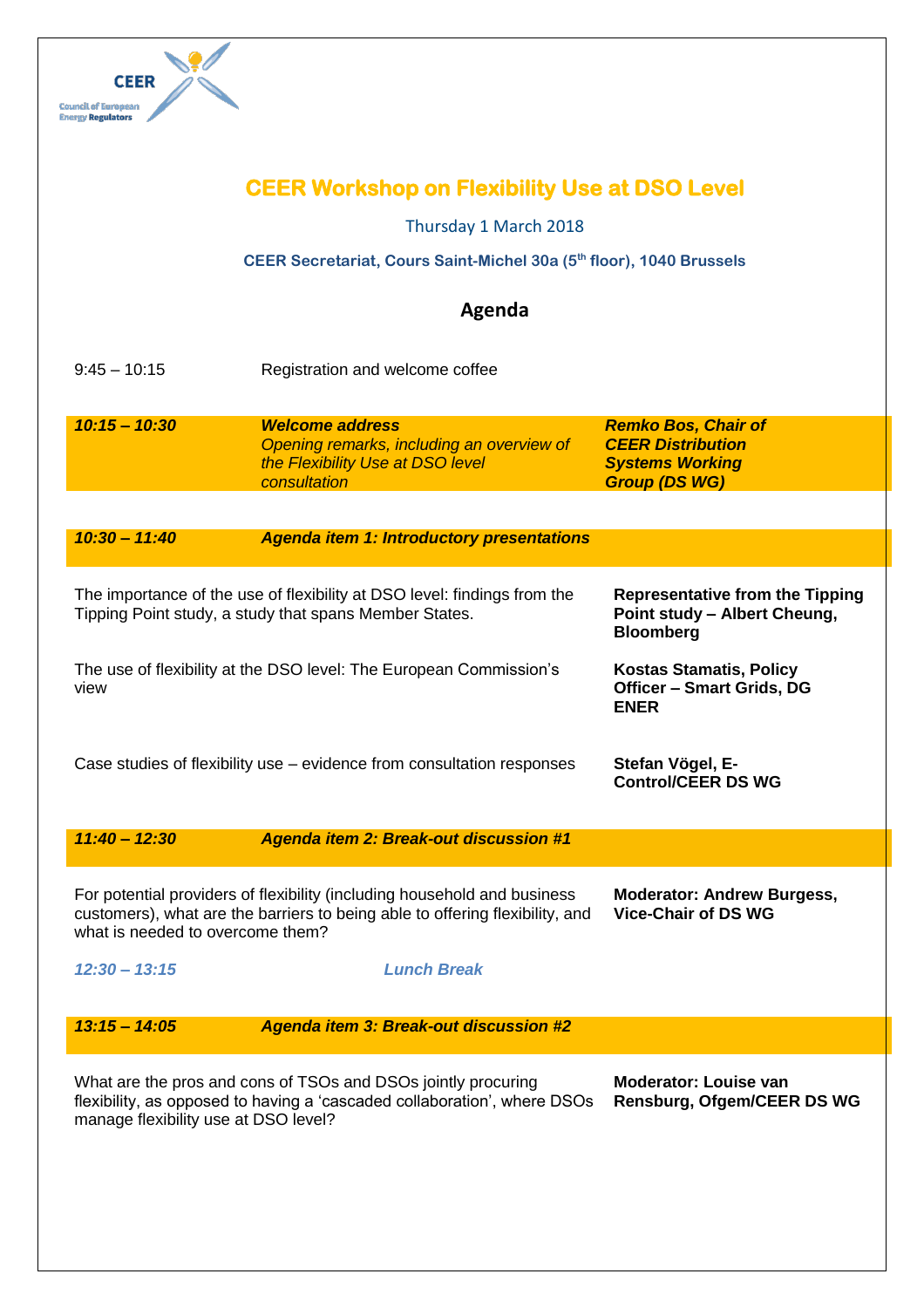# CEER Workshop on Flexibility Use at DSO Level

Thursday 1 March 2018

**CEER Secretariat, Cours Saint-Michel 30a (5th floor), 1040 Brussels**

## Agenda

| | | |
|---|---|---|
| 9:45 – 10:15 | Registration and welcome coffee | |
| ***10:15 – 10:30*** | ***Welcome address*** *Opening remarks, including an overview of the Flexibility Use at DSO level consultation* | ***Remko Bos, Chair of CEER Distribution Systems Working Group (DS WG)*** |
| ***10:30 – 11:40*** | ***Agenda item 1: Introductory presentations*** | |
| The importance of the use of flexibility at DSO level: findings from the Tipping Point study, a study that spans Member States. | | **Representative from the Tipping Point study – Albert Cheung, Bloomberg** |
| The use of flexibility at the DSO level: The European Commission's view | | **Kostas Stamatis, Policy Officer – Smart Grids, DG ENER** |
| Case studies of flexibility use – evidence from consultation responses | | **Stefan Vögel, E-Control/CEER DS WG** |
| ***11:40 – 12:30*** | ***Agenda item 2: Break-out discussion #1*** | |
| For potential providers of flexibility (including household and business customers), what are the barriers to being able to offering flexibility, and what is needed to overcome them? | | **Moderator: Andrew Burgess, Vice-Chair of DS WG** |
| *12:30 – 13:15* | *Lunch Break* | |
| ***13:15 – 14:05*** | ***Agenda item 3: Break-out discussion #2*** | |
| What are the pros and cons of TSOs and DSOs jointly procuring flexibility, as opposed to having a 'cascaded collaboration', where DSOs manage flexibility use at DSO level? | | **Moderator: Louise van Rensburg, Ofgem/CEER DS WG** |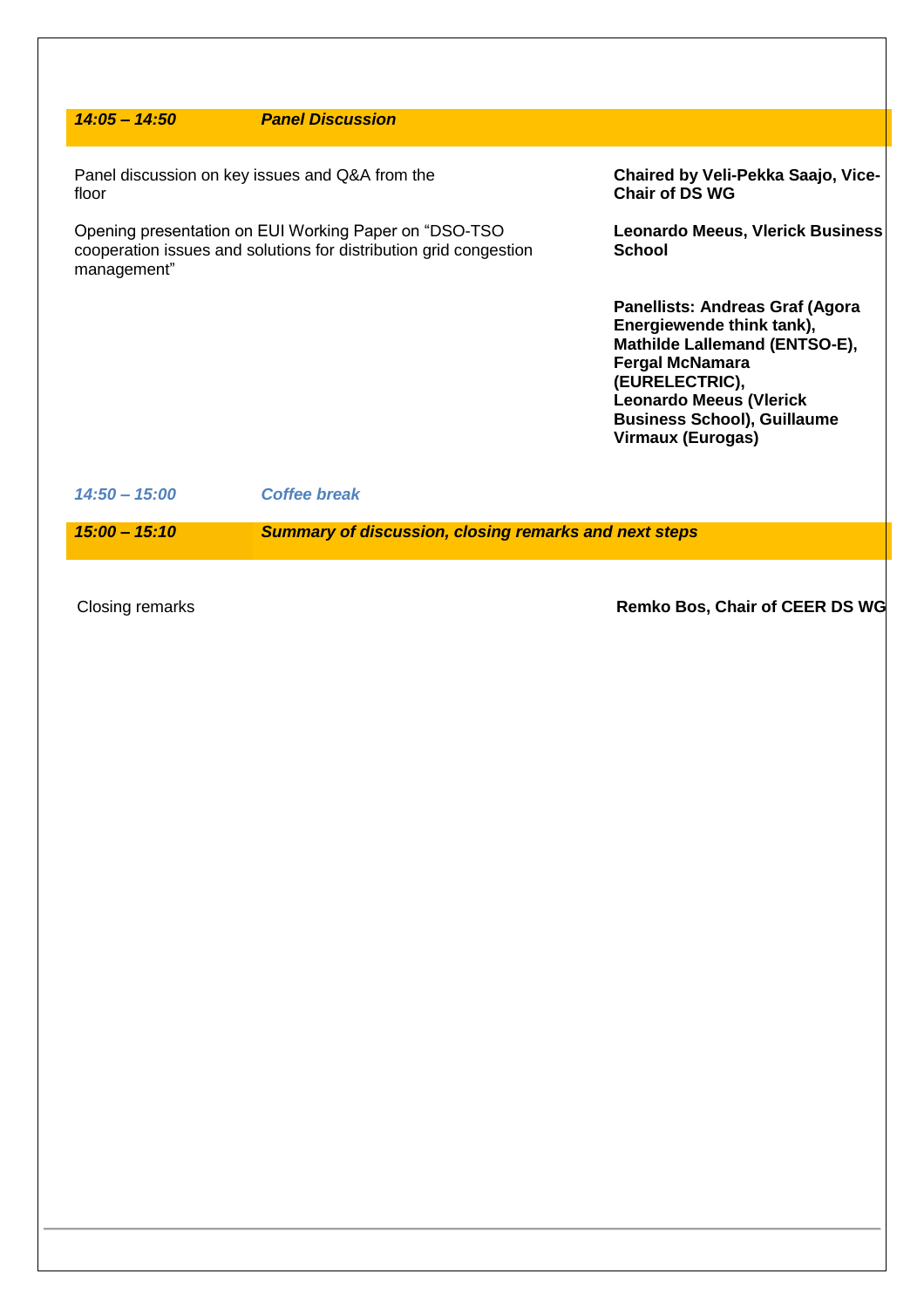| | | |
|---|---|---|
| ***14:05 – 14:50*** | ***Panel Discussion*** | |

Panel discussion on key issues and Q&A from the floor — **Chaired by Veli-Pekka Saajo, Vice-Chair of DS WG**

Opening presentation on EUI Working Paper on "DSO-TSO cooperation issues and solutions for distribution grid congestion management" — **Leonardo Meeus, Vlerick Business School**

**Panellists: Andreas Graf (Agora Energiewende think tank), Mathilde Lallemand (ENTSO-E), Fergal McNamara (EURELECTRIC), Leonardo Meeus (Vlerick Business School), Guillaume Virmaux (Eurogas)**

| | |
|---|---|
| ***14:50 – 15:00*** | ***Coffee break*** |
| ***15:00 – 15:10*** | ***Summary of discussion, closing remarks and next steps*** |

Closing remarks — **Remko Bos, Chair of CEER DS WG**